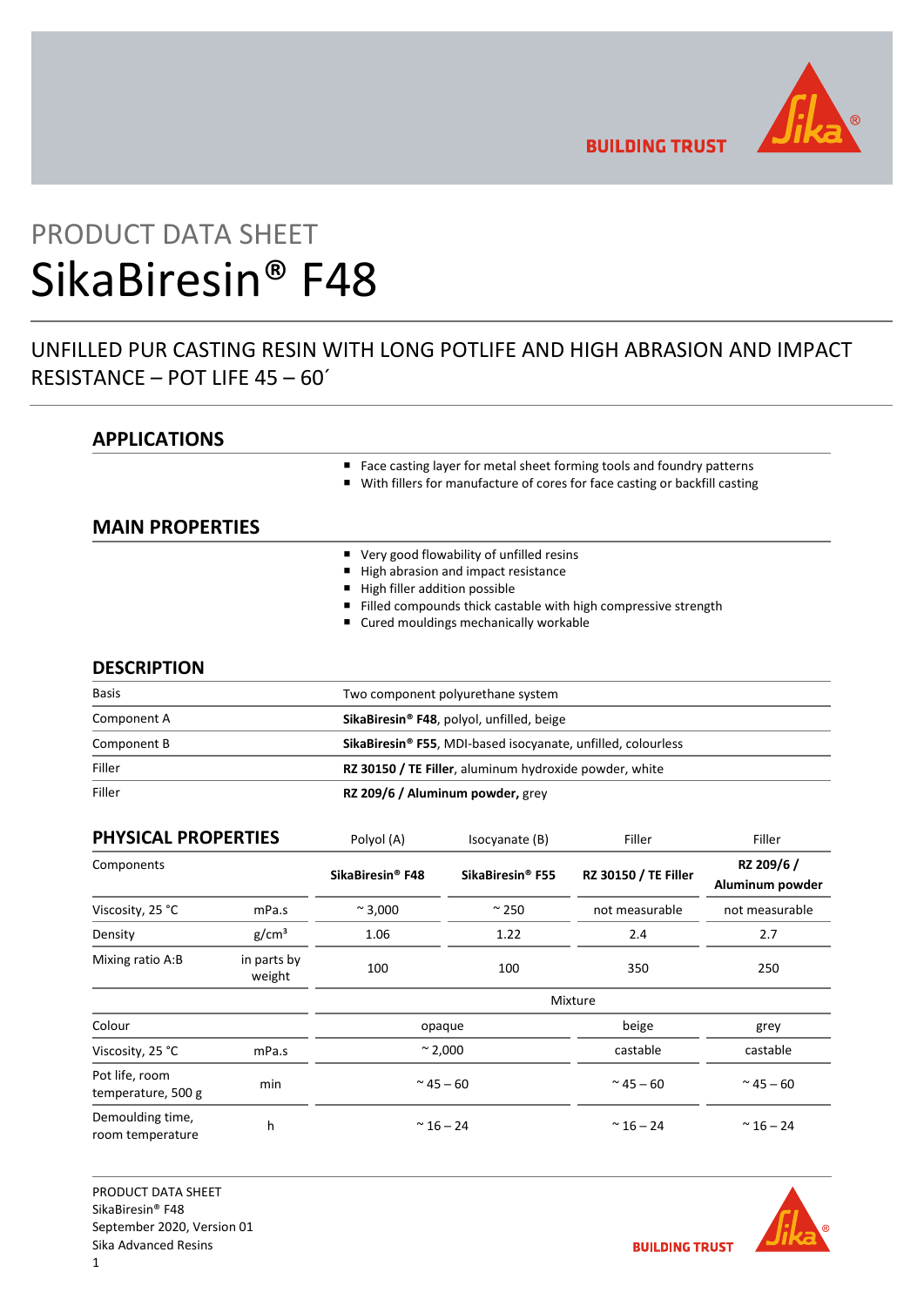PRODUCT DATA SHEET

# SikaBiresin® F48

UNFILLED PUR CASTING RESIN WITH LONG POTLIFE AND HIGH ABRASION AND IMPACT RESISTANCE – POT LIFE 45 – 60´

## APPLICATIONS

- Face casting layer for metal sheet forming tools and foundry patterns
- With fillers for manufacture of cores for face casting or backfill casting

## MAIN PROPERTIES

- Very good flowability of unfilled resins
- High abrasion and impact resistance
- High filler addition possible
- Filled compounds thick castable with high compressive strength
- Cured mouldings mechanically workable

## DESCRIPTION

| | |
|---|---|
| Basis | Two component polyurethane system |
| Component A | **SikaBiresin® F48**, polyol, unfilled, beige |
| Component B | **SikaBiresin® F55**, MDI-based isocyanate, unfilled, colourless |
| Filler | **RZ 30150 / TE Filler**, aluminum hydroxide powder, white |
| Filler | **RZ 209/6 / Aluminum powder,** grey |

## PHYSICAL PROPERTIES

| | | Polyol (A) | Isocyanate (B) | Filler | Filler |
|---|---|---|---|---|---|
| Components | | **SikaBiresin® F48** | **SikaBiresin® F55** | **RZ 30150 / TE Filler** | **RZ 209/6 / Aluminum powder** |
| Viscosity, 25 °C | mPa.s | ~ 3,000 | ~ 250 | not measurable | not measurable |
| Density | g/cm³ | 1.06 | 1.22 | 2.4 | 2.7 |
| Mixing ratio A:B | in parts by weight | 100 | 100 | 350 | 250 |
| | | Mixture | | | |
| Colour | | opaque | | beige | grey |
| Viscosity, 25 °C | mPa.s | ~ 2,000 | | castable | castable |
| Pot life, room temperature, 500 g | min | ~ 45 – 60 | | ~ 45 – 60 | ~ 45 – 60 |
| Demoulding time, room temperature | h | ~ 16 – 24 | | ~ 16 – 24 | ~ 16 – 24 |

PRODUCT DATA SHEET
SikaBiresin® F48
September 2020, Version 01
Sika Advanced Resins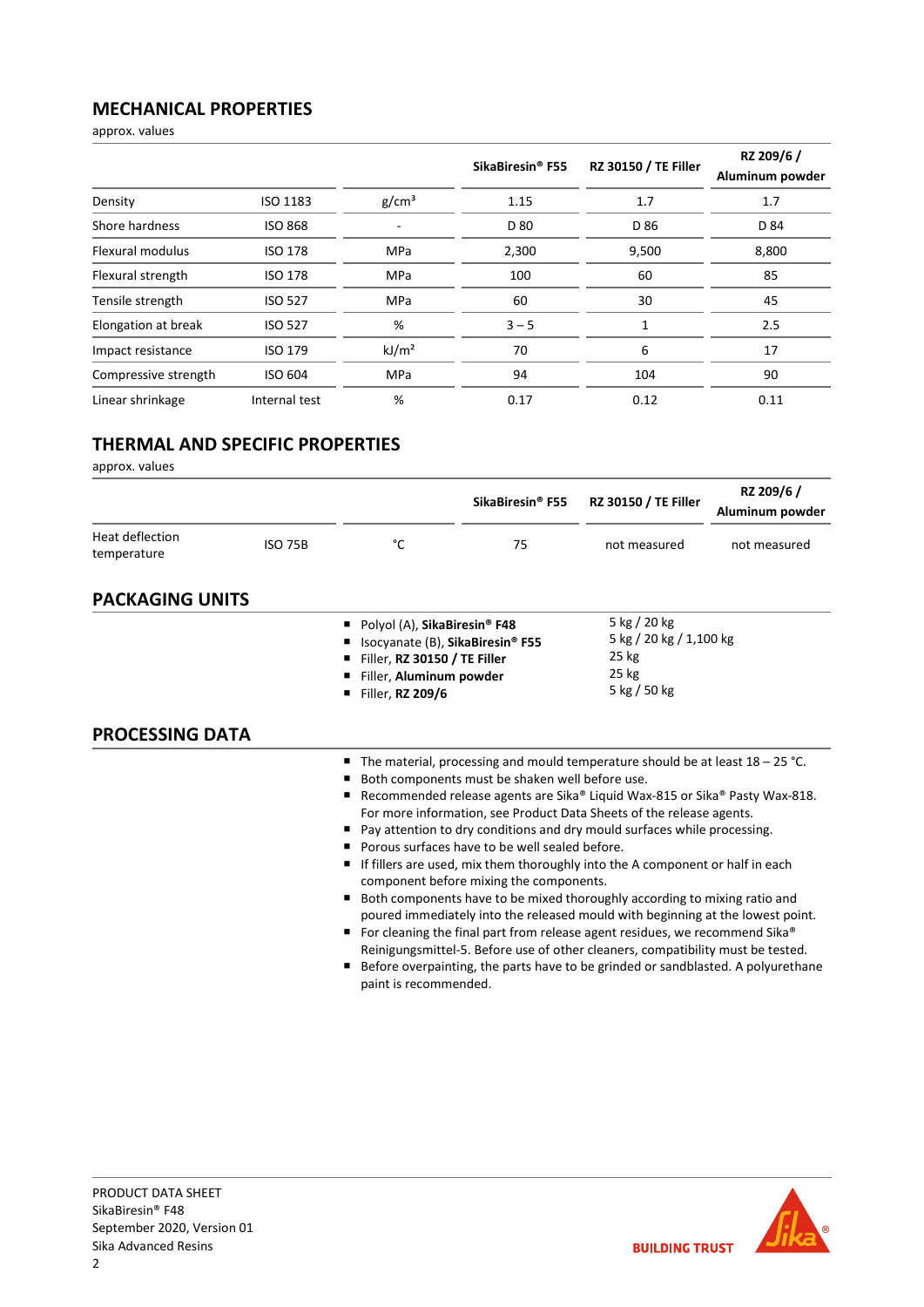## MECHANICAL PROPERTIES

approx. values

| | | | SikaBiresin® F55 | RZ 30150 / TE Filler | RZ 209/6 / Aluminum powder |
|---|---|---|---|---|---|
| Density | ISO 1183 | g/cm³ | 1.15 | 1.7 | 1.7 |
| Shore hardness | ISO 868 | - | D 80 | D 86 | D 84 |
| Flexural modulus | ISO 178 | MPa | 2,300 | 9,500 | 8,800 |
| Flexural strength | ISO 178 | MPa | 100 | 60 | 85 |
| Tensile strength | ISO 527 | MPa | 60 | 30 | 45 |
| Elongation at break | ISO 527 | % | 3 – 5 | 1 | 2.5 |
| Impact resistance | ISO 179 | kJ/m² | 70 | 6 | 17 |
| Compressive strength | ISO 604 | MPa | 94 | 104 | 90 |
| Linear shrinkage | Internal test | % | 0.17 | 0.12 | 0.11 |

## THERMAL AND SPECIFIC PROPERTIES

approx. values

| | | | SikaBiresin® F55 | RZ 30150 / TE Filler | RZ 209/6 / Aluminum powder |
|---|---|---|---|---|---|
| Heat deflection temperature | ISO 75B | °C | 75 | not measured | not measured |

## PACKAGING UNITS

| | |
|---|---|
| Polyol (A), **SikaBiresin® F48** | 5 kg / 20 kg |
| Isocyanate (B), **SikaBiresin® F55** | 5 kg / 20 kg / 1,100 kg |
| Filler, **RZ 30150 / TE Filler** | 25 kg |
| Filler, **Aluminum powder** | 25 kg |
| Filler, **RZ 209/6** | 5 kg / 50 kg |

## PROCESSING DATA

- The material, processing and mould temperature should be at least 18 – 25 °C.
- Both components must be shaken well before use.
- Recommended release agents are Sika® Liquid Wax-815 or Sika® Pasty Wax-818. For more information, see Product Data Sheets of the release agents.
- Pay attention to dry conditions and dry mould surfaces while processing.
- Porous surfaces have to be well sealed before.
- If fillers are used, mix them thoroughly into the A component or half in each component before mixing the components.
- Both components have to be mixed thoroughly according to mixing ratio and poured immediately into the released mould with beginning at the lowest point.
- For cleaning the final part from release agent residues, we recommend Sika® Reinigungsmittel-5. Before use of other cleaners, compatibility must be tested.
- Before overpainting, the parts have to be grinded or sandblasted. A polyurethane paint is recommended.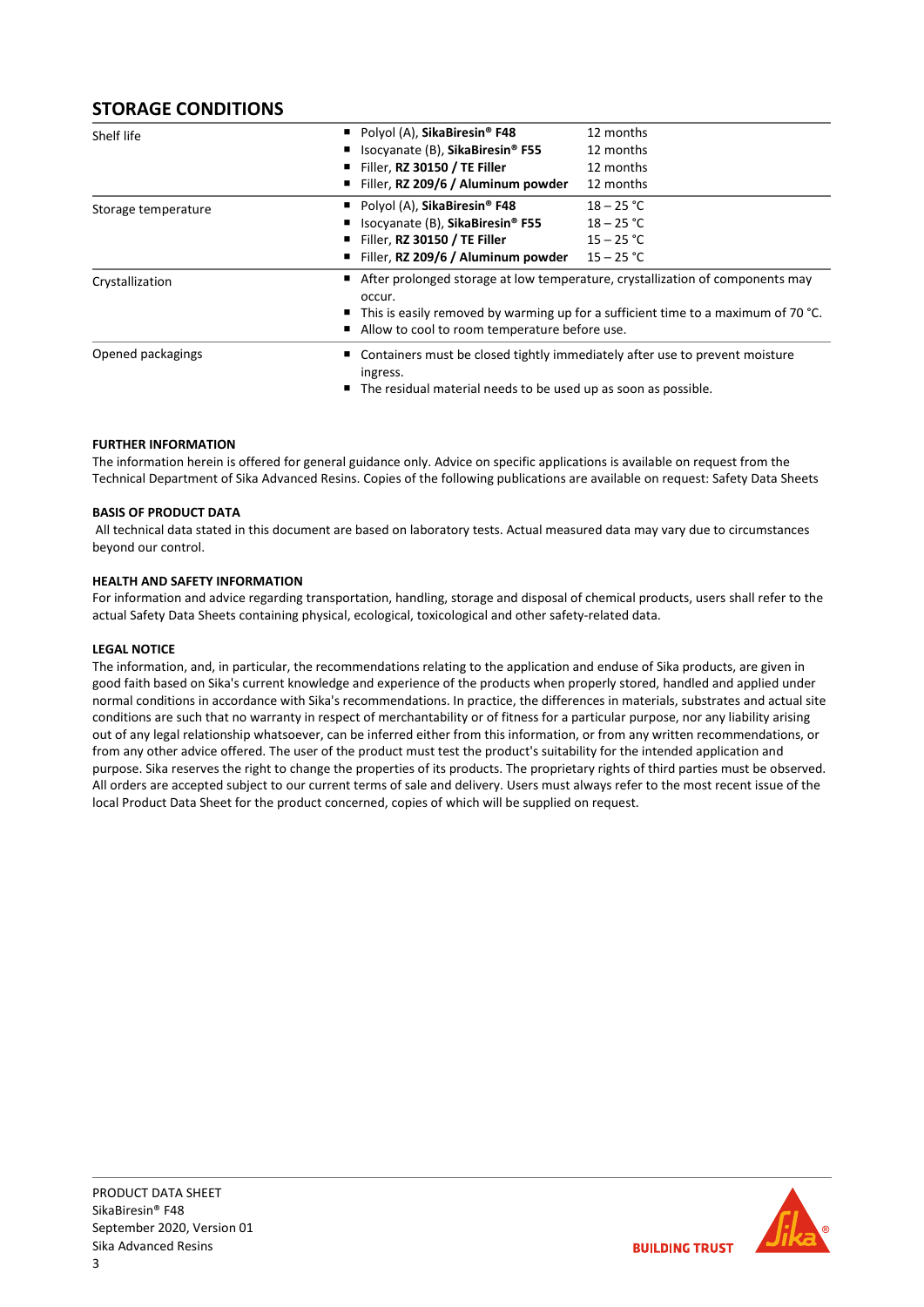## STORAGE CONDITIONS

| | | |
|---|---|---|
| Shelf life | ▪ Polyol (A), **SikaBiresin® F48**<br>▪ Isocyanate (B), **SikaBiresin® F55**<br>▪ Filler, **RZ 30150 / TE Filler**<br>▪ Filler, **RZ 209/6 / Aluminum powder** | 12 months<br>12 months<br>12 months<br>12 months |
| Storage temperature | ▪ Polyol (A), **SikaBiresin® F48**<br>▪ Isocyanate (B), **SikaBiresin® F55**<br>▪ Filler, **RZ 30150 / TE Filler**<br>▪ Filler, **RZ 209/6 / Aluminum powder** | 18 – 25 °C<br>18 – 25 °C<br>15 – 25 °C<br>15 – 25 °C |
| Crystallization | ▪ After prolonged storage at low temperature, crystallization of components may occur.<br>▪ This is easily removed by warming up for a sufficient time to a maximum of 70 °C.<br>▪ Allow to cool to room temperature before use. | |
| Opened packagings | ▪ Containers must be closed tightly immediately after use to prevent moisture ingress.<br>▪ The residual material needs to be used up as soon as possible. | |

#### FURTHER INFORMATION

The information herein is offered for general guidance only. Advice on specific applications is available on request from the Technical Department of Sika Advanced Resins. Copies of the following publications are available on request: Safety Data Sheets

#### BASIS OF PRODUCT DATA

All technical data stated in this document are based on laboratory tests. Actual measured data may vary due to circumstances beyond our control.

#### HEALTH AND SAFETY INFORMATION

For information and advice regarding transportation, handling, storage and disposal of chemical products, users shall refer to the actual Safety Data Sheets containing physical, ecological, toxicological and other safety-related data.

#### LEGAL NOTICE

The information, and, in particular, the recommendations relating to the application and enduse of Sika products, are given in good faith based on Sika's current knowledge and experience of the products when properly stored, handled and applied under normal conditions in accordance with Sika's recommendations. In practice, the differences in materials, substrates and actual site conditions are such that no warranty in respect of merchantability or of fitness for a particular purpose, nor any liability arising out of any legal relationship whatsoever, can be inferred either from this information, or from any written recommendations, or from any other advice offered. The user of the product must test the product's suitability for the intended application and purpose. Sika reserves the right to change the properties of its products. The proprietary rights of third parties must be observed. All orders are accepted subject to our current terms of sale and delivery. Users must always refer to the most recent issue of the local Product Data Sheet for the product concerned, copies of which will be supplied on request.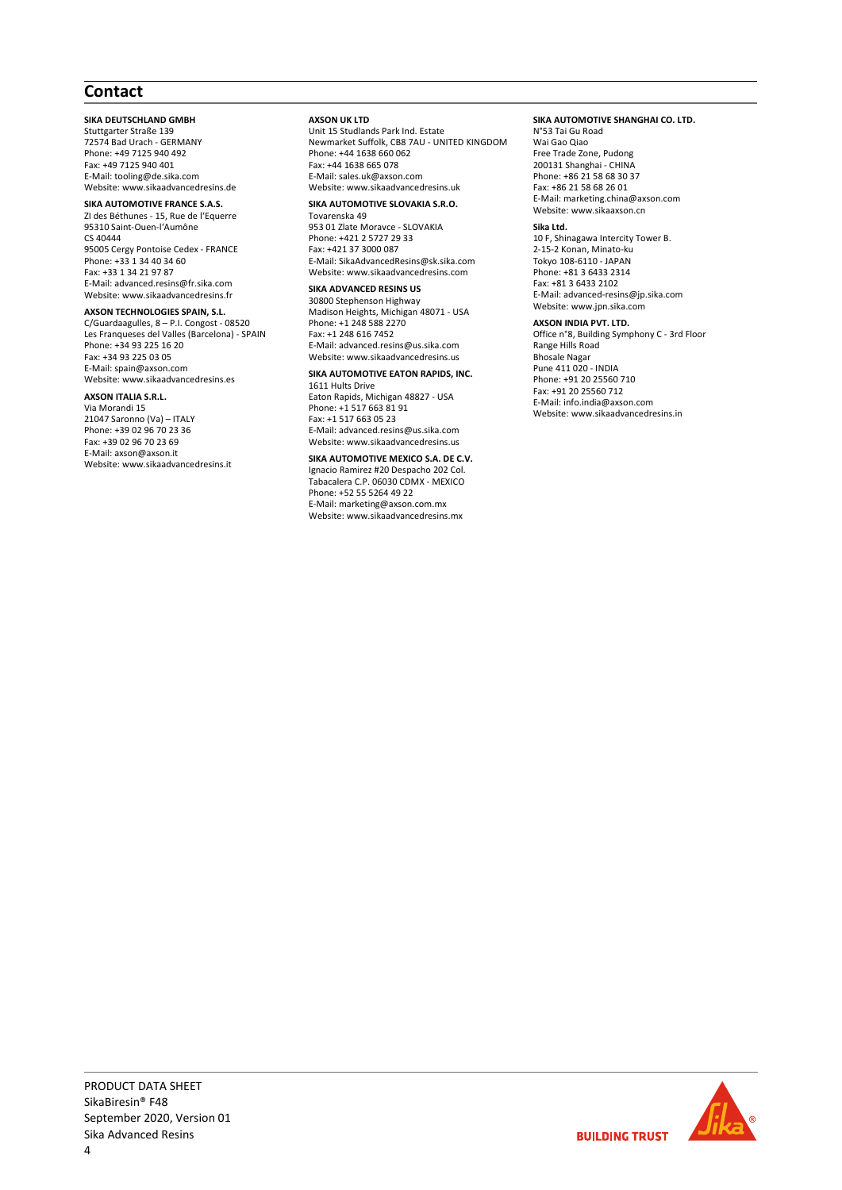## Contact

**SIKA DEUTSCHLAND GMBH**
Stuttgarter Straße 139
72574 Bad Urach - GERMANY
Phone: +49 7125 940 492
Fax: +49 7125 940 401
E-Mail: tooling@de.sika.com
Website: www.sikaadvancedresins.de

**SIKA AUTOMOTIVE FRANCE S.A.S.**
ZI des Béthunes - 15, Rue de l'Equerre
95310 Saint-Ouen-l'Aumône
CS 40444
95005 Cergy Pontoise Cedex - FRANCE
Phone: +33 1 34 40 34 60
Fax: +33 1 34 21 97 87
E-Mail: advanced.resins@fr.sika.com
Website: www.sikaadvancedresins.fr

**AXSON TECHNOLOGIES SPAIN, S.L.**
C/Guardaagulles, 8 – P.I. Congost - 08520
Les Franqueses del Valles (Barcelona) - SPAIN
Phone: +34 93 225 16 20
Fax: +34 93 225 03 05
E-Mail: spain@axson.com
Website: www.sikaadvancedresins.es

**AXSON ITALIA S.R.L.**
Via Morandi 15
21047 Saronno (Va) – ITALY
Phone: +39 02 96 70 23 36
Fax: +39 02 96 70 23 69
E-Mail: axson@axson.it
Website: www.sikaadvancedresins.it

**AXSON UK LTD**
Unit 15 Studlands Park Ind. Estate
Newmarket Suffolk, CB8 7AU - UNITED KINGDOM
Phone: +44 1638 660 062
Fax: +44 1638 665 078
E-Mail: sales.uk@axson.com
Website: www.sikaadvancedresins.uk

**SIKA AUTOMOTIVE SLOVAKIA S.R.O.**
Tovarenska 49
953 01 Zlate Moravce - SLOVAKIA
Phone: +421 2 5727 29 33
Fax: +421 37 3000 087
E-Mail: SikaAdvancedResins@sk.sika.com
Website: www.sikaadvancedresins.com

**SIKA ADVANCED RESINS US**
30800 Stephenson Highway
Madison Heights, Michigan 48071 - USA
Phone: +1 248 588 2270
Fax: +1 248 616 7452
E-Mail: advanced.resins@us.sika.com
Website: www.sikaadvancedresins.us

**SIKA AUTOMOTIVE EATON RAPIDS, INC.**
1611 Hults Drive
Eaton Rapids, Michigan 48827 - USA
Phone: +1 517 663 81 91
Fax: +1 517 663 05 23
E-Mail: advanced.resins@us.sika.com
Website: www.sikaadvancedresins.us

**SIKA AUTOMOTIVE MEXICO S.A. DE C.V.**
Ignacio Ramirez #20 Despacho 202 Col.
Tabacalera C.P. 06030 CDMX - MEXICO
Phone: +52 55 5264 49 22
E-Mail: marketing@axson.com.mx
Website: www.sikaadvancedresins.mx

**SIKA AUTOMOTIVE SHANGHAI CO. LTD.**
N°53 Tai Gu Road
Wai Gao Qiao
Free Trade Zone, Pudong
200131 Shanghai - CHINA
Phone: +86 21 58 68 30 37
Fax: +86 21 58 68 26 01
E-Mail: marketing.china@axson.com
Website: www.sikaaxson.cn

**Sika Ltd.**
10 F, Shinagawa Intercity Tower B.
2-15-2 Konan, Minato-ku
Tokyo 108-6110 - JAPAN
Phone: +81 3 6433 2314
Fax: +81 3 6433 2102
E-Mail: advanced-resins@jp.sika.com
Website: www.jpn.sika.com

**AXSON INDIA PVT. LTD.**
Office n°8, Building Symphony C - 3rd Floor
Range Hills Road
Bhosale Nagar
Pune 411 020 - INDIA
Phone: +91 20 25560 710
Fax: +91 20 25560 712
E-Mail: info.india@axson.com
Website: www.sikaadvancedresins.in

PRODUCT DATA SHEET
SikaBiresin® F48
September 2020, Version 01
Sika Advanced Resins

BUILDING TRUST